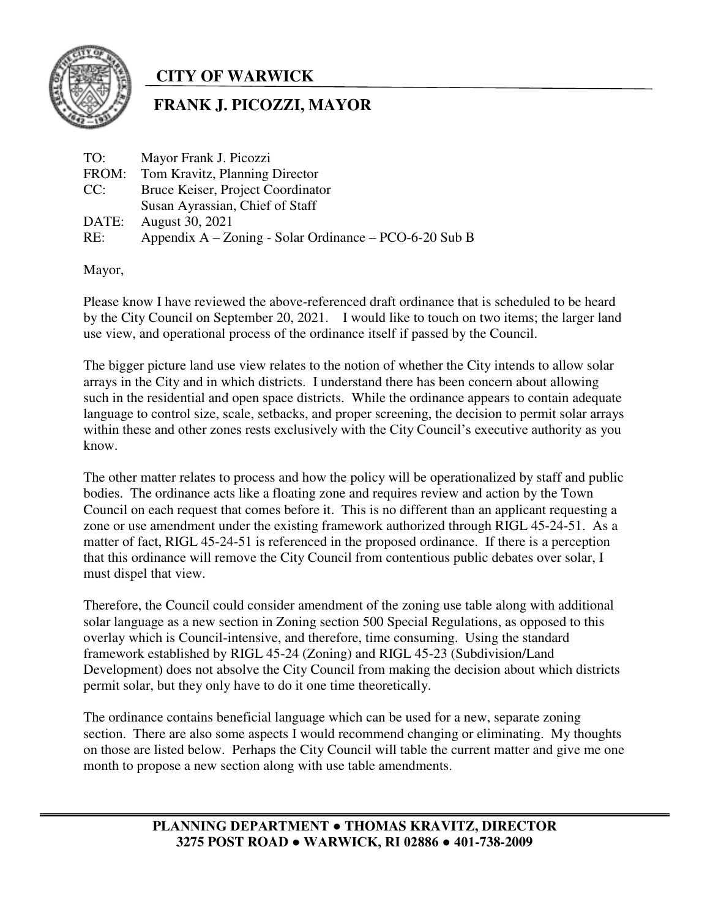# CITY OF WARWICK

## FRANK J. PICOZZI, MAYOR

TO: Mayor Frank J. Picozzi
FROM: Tom Kravitz, Planning Director
CC: Bruce Keiser, Project Coordinator
Susan Ayrassian, Chief of Staff
DATE: August 30, 2021
RE: Appendix A – Zoning - Solar Ordinance – PCO-6-20 Sub B

Mayor,

Please know I have reviewed the above-referenced draft ordinance that is scheduled to be heard by the City Council on September 20, 2021. I would like to touch on two items; the larger land use view, and operational process of the ordinance itself if passed by the Council.

The bigger picture land use view relates to the notion of whether the City intends to allow solar arrays in the City and in which districts. I understand there has been concern about allowing such in the residential and open space districts. While the ordinance appears to contain adequate language to control size, scale, setbacks, and proper screening, the decision to permit solar arrays within these and other zones rests exclusively with the City Council's executive authority as you know.

The other matter relates to process and how the policy will be operationalized by staff and public bodies. The ordinance acts like a floating zone and requires review and action by the Town Council on each request that comes before it. This is no different than an applicant requesting a zone or use amendment under the existing framework authorized through RIGL 45-24-51. As a matter of fact, RIGL 45-24-51 is referenced in the proposed ordinance. If there is a perception that this ordinance will remove the City Council from contentious public debates over solar, I must dispel that view.

Therefore, the Council could consider amendment of the zoning use table along with additional solar language as a new section in Zoning section 500 Special Regulations, as opposed to this overlay which is Council-intensive, and therefore, time consuming. Using the standard framework established by RIGL 45-24 (Zoning) and RIGL 45-23 (Subdivision/Land Development) does not absolve the City Council from making the decision about which districts permit solar, but they only have to do it one time theoretically.

The ordinance contains beneficial language which can be used for a new, separate zoning section. There are also some aspects I would recommend changing or eliminating. My thoughts on those are listed below. Perhaps the City Council will table the current matter and give me one month to propose a new section along with use table amendments.

**PLANNING DEPARTMENT ● THOMAS KRAVITZ, DIRECTOR**
**3275 POST ROAD ● WARWICK, RI 02886 ● 401-738-2009**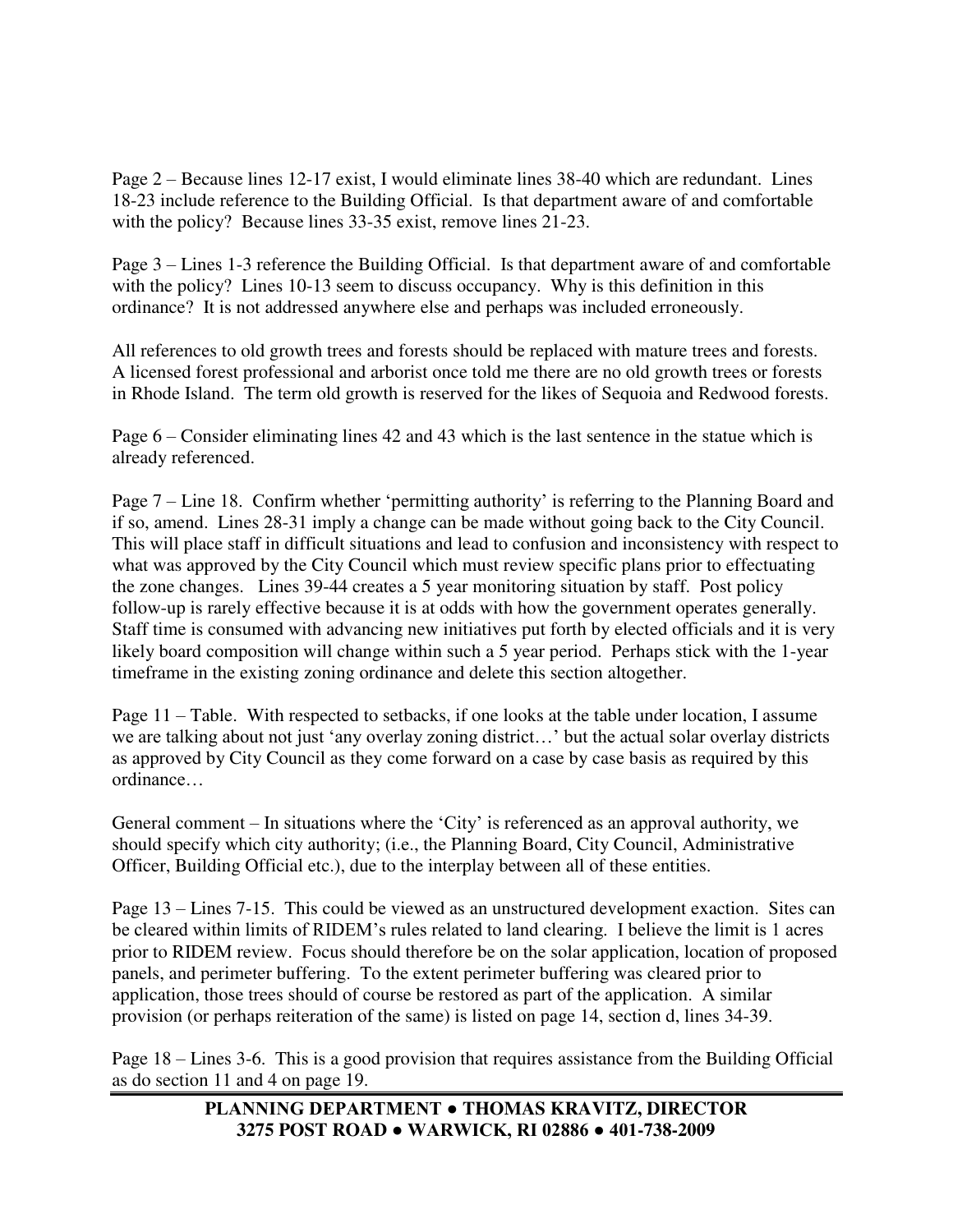Page 2 – Because lines 12-17 exist, I would eliminate lines 38-40 which are redundant. Lines 18-23 include reference to the Building Official. Is that department aware of and comfortable with the policy? Because lines 33-35 exist, remove lines 21-23.

Page 3 – Lines 1-3 reference the Building Official. Is that department aware of and comfortable with the policy? Lines 10-13 seem to discuss occupancy. Why is this definition in this ordinance? It is not addressed anywhere else and perhaps was included erroneously.

All references to old growth trees and forests should be replaced with mature trees and forests. A licensed forest professional and arborist once told me there are no old growth trees or forests in Rhode Island. The term old growth is reserved for the likes of Sequoia and Redwood forests.

Page 6 – Consider eliminating lines 42 and 43 which is the last sentence in the statue which is already referenced.

Page 7 – Line 18. Confirm whether 'permitting authority' is referring to the Planning Board and if so, amend. Lines 28-31 imply a change can be made without going back to the City Council. This will place staff in difficult situations and lead to confusion and inconsistency with respect to what was approved by the City Council which must review specific plans prior to effectuating the zone changes. Lines 39-44 creates a 5 year monitoring situation by staff. Post policy follow-up is rarely effective because it is at odds with how the government operates generally. Staff time is consumed with advancing new initiatives put forth by elected officials and it is very likely board composition will change within such a 5 year period. Perhaps stick with the 1-year timeframe in the existing zoning ordinance and delete this section altogether.

Page 11 – Table. With respected to setbacks, if one looks at the table under location, I assume we are talking about not just 'any overlay zoning district…' but the actual solar overlay districts as approved by City Council as they come forward on a case by case basis as required by this ordinance…

General comment – In situations where the 'City' is referenced as an approval authority, we should specify which city authority; (i.e., the Planning Board, City Council, Administrative Officer, Building Official etc.), due to the interplay between all of these entities.

Page 13 – Lines 7-15. This could be viewed as an unstructured development exaction. Sites can be cleared within limits of RIDEM's rules related to land clearing. I believe the limit is 1 acres prior to RIDEM review. Focus should therefore be on the solar application, location of proposed panels, and perimeter buffering. To the extent perimeter buffering was cleared prior to application, those trees should of course be restored as part of the application. A similar provision (or perhaps reiteration of the same) is listed on page 14, section d, lines 34-39.

Page 18 – Lines 3-6. This is a good provision that requires assistance from the Building Official as do section 11 and 4 on page 19.

**PLANNING DEPARTMENT ● THOMAS KRAVITZ, DIRECTOR**
**3275 POST ROAD ● WARWICK, RI 02886 ● 401-738-2009**